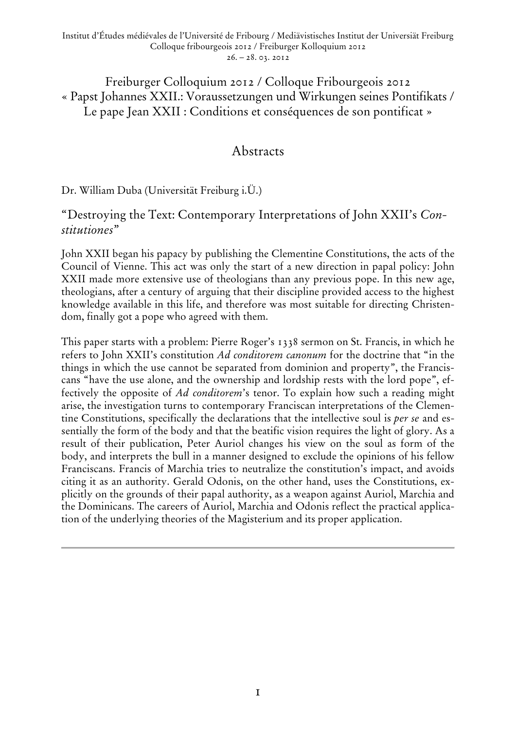Institut d'Études médiévales de l'Université de Fribourg / Mediävistisches Institut der Universiät Freiburg
Colloque fribourgeois 2012 / Freiburger Kolloquium 2012
26. – 28. 03. 2012

# Freiburger Colloquium 2012 / Colloque Fribourgeois 2012 « Papst Johannes XXII.: Voraussetzungen und Wirkungen seines Pontifikats / Le pape Jean XXII : Conditions et conséquences de son pontificat »

## Abstracts

Dr. William Duba (Universität Freiburg i.Ü.)

### "Destroying the Text: Contemporary Interpretations of John XXII's *Constitutiones*"

John XXII began his papacy by publishing the Clementine Constitutions, the acts of the Council of Vienne. This act was only the start of a new direction in papal policy: John XXII made more extensive use of theologians than any previous pope. In this new age, theologians, after a century of arguing that their discipline provided access to the highest knowledge available in this life, and therefore was most suitable for directing Christendom, finally got a pope who agreed with them.

This paper starts with a problem: Pierre Roger's 1338 sermon on St. Francis, in which he refers to John XXII's constitution *Ad conditorem canonum* for the doctrine that "in the things in which the use cannot be separated from dominion and property", the Franciscans "have the use alone, and the ownership and lordship rests with the lord pope", effectively the opposite of *Ad conditorem*'s tenor. To explain how such a reading might arise, the investigation turns to contemporary Franciscan interpretations of the Clementine Constitutions, specifically the declarations that the intellective soul is *per se* and essentially the form of the body and that the beatific vision requires the light of glory. As a result of their publication, Peter Auriol changes his view on the soul as form of the body, and interprets the bull in a manner designed to exclude the opinions of his fellow Franciscans. Francis of Marchia tries to neutralize the constitution's impact, and avoids citing it as an authority. Gerald Odonis, on the other hand, uses the Constitutions, explicitly on the grounds of their papal authority, as a weapon against Auriol, Marchia and the Dominicans. The careers of Auriol, Marchia and Odonis reflect the practical application of the underlying theories of the Magisterium and its proper application.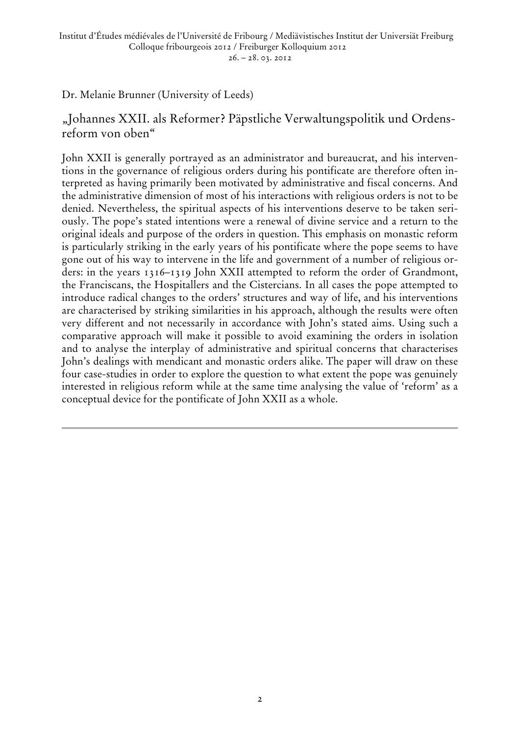Dr. Melanie Brunner (University of Leeds)

## „Johannes XXII. als Reformer? Päpstliche Verwaltungspolitik und Ordensreform von oben"

John XXII is generally portrayed as an administrator and bureaucrat, and his interventions in the governance of religious orders during his pontificate are therefore often interpreted as having primarily been motivated by administrative and fiscal concerns. And the administrative dimension of most of his interactions with religious orders is not to be denied. Nevertheless, the spiritual aspects of his interventions deserve to be taken seriously. The pope's stated intentions were a renewal of divine service and a return to the original ideals and purpose of the orders in question. This emphasis on monastic reform is particularly striking in the early years of his pontificate where the pope seems to have gone out of his way to intervene in the life and government of a number of religious orders: in the years 1316–1319 John XXII attempted to reform the order of Grandmont, the Franciscans, the Hospitallers and the Cistercians. In all cases the pope attempted to introduce radical changes to the orders' structures and way of life, and his interventions are characterised by striking similarities in his approach, although the results were often very different and not necessarily in accordance with John's stated aims. Using such a comparative approach will make it possible to avoid examining the orders in isolation and to analyse the interplay of administrative and spiritual concerns that characterises John's dealings with mendicant and monastic orders alike. The paper will draw on these four case-studies in order to explore the question to what extent the pope was genuinely interested in religious reform while at the same time analysing the value of 'reform' as a conceptual device for the pontificate of John XXII as a whole.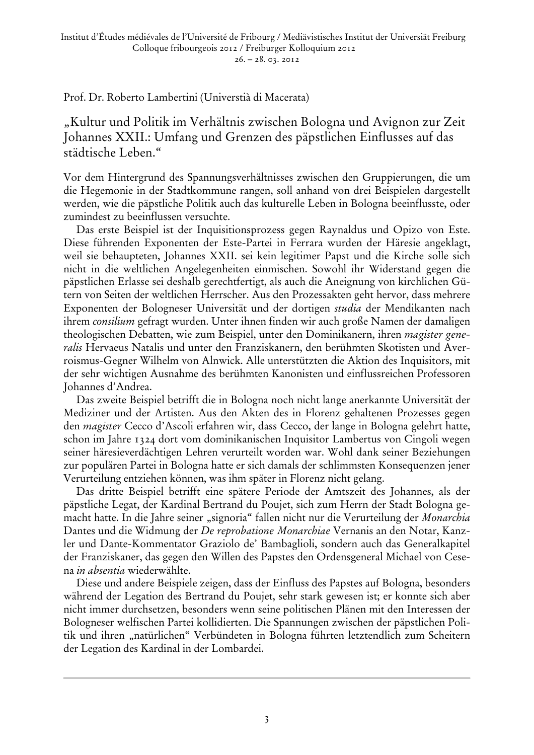Prof. Dr. Roberto Lambertini (Universtià di Macerata)

## „Kultur und Politik im Verhältnis zwischen Bologna und Avignon zur Zeit Johannes XXII.: Umfang und Grenzen des päpstlichen Einflusses auf das städtische Leben."

Vor dem Hintergrund des Spannungsverhältnisses zwischen den Gruppierungen, die um die Hegemonie in der Stadtkommune rangen, soll anhand von drei Beispielen dargestellt werden, wie die päpstliche Politik auch das kulturelle Leben in Bologna beeinflusste, oder zumindest zu beeinflussen versuchte.

Das erste Beispiel ist der Inquisitionsprozess gegen Raynaldus und Opizo von Este. Diese führenden Exponenten der Este-Partei in Ferrara wurden der Häresie angeklagt, weil sie behaupteten, Johannes XXII. sei kein legitimer Papst und die Kirche solle sich nicht in die weltlichen Angelegenheiten einmischen. Sowohl ihr Widerstand gegen die päpstlichen Erlasse sei deshalb gerechtfertigt, als auch die Aneignung von kirchlichen Gütern von Seiten der weltlichen Herrscher. Aus den Prozessakten geht hervor, dass mehrere Exponenten der Bologneser Universität und der dortigen *studia* der Mendikanten nach ihrem *consilium* gefragt wurden. Unter ihnen finden wir auch große Namen der damaligen theologischen Debatten, wie zum Beispiel, unter den Dominikanern, ihren *magister generalis* Hervaeus Natalis und unter den Franziskanern, den berühmten Skotisten und Averroismus-Gegner Wilhelm von Alnwick. Alle unterstützten die Aktion des Inquisitors, mit der sehr wichtigen Ausnahme des berühmten Kanonisten und einflussreichen Professoren Johannes d'Andrea.

Das zweite Beispiel betrifft die in Bologna noch nicht lange anerkannte Universität der Mediziner und der Artisten. Aus den Akten des in Florenz gehaltenen Prozesses gegen den *magister* Cecco d'Ascoli erfahren wir, dass Cecco, der lange in Bologna gelehrt hatte, schon im Jahre 1324 dort vom dominikanischen Inquisitor Lambertus von Cingoli wegen seiner häresieverdächtigen Lehren verurteilt worden war. Wohl dank seiner Beziehungen zur populären Partei in Bologna hatte er sich damals der schlimmsten Konsequenzen jener Verurteilung entziehen können, was ihm später in Florenz nicht gelang.

Das dritte Beispiel betrifft eine spätere Periode der Amtszeit des Johannes, als der päpstliche Legat, der Kardinal Bertrand du Poujet, sich zum Herrn der Stadt Bologna gemacht hatte. In die Jahre seiner „signoria" fallen nicht nur die Verurteilung der *Monarchia* Dantes und die Widmung der *De reprobatione Monarchiae* Vernanis an den Notar, Kanzler und Dante-Kommentator Graziolo de' Bambaglioli, sondern auch das Generalkapitel der Franziskaner, das gegen den Willen des Papstes den Ordensgeneral Michael von Cesena *in absentia* wiederwählte.

Diese und andere Beispiele zeigen, dass der Einfluss des Papstes auf Bologna, besonders während der Legation des Bertrand du Poujet, sehr stark gewesen ist; er konnte sich aber nicht immer durchsetzen, besonders wenn seine politischen Plänen mit den Interessen der Bologneser welfischen Partei kollidierten. Die Spannungen zwischen der päpstlichen Politik und ihren „natürlichen" Verbündeten in Bologna führten letztendlich zum Scheitern der Legation des Kardinal in der Lombardei.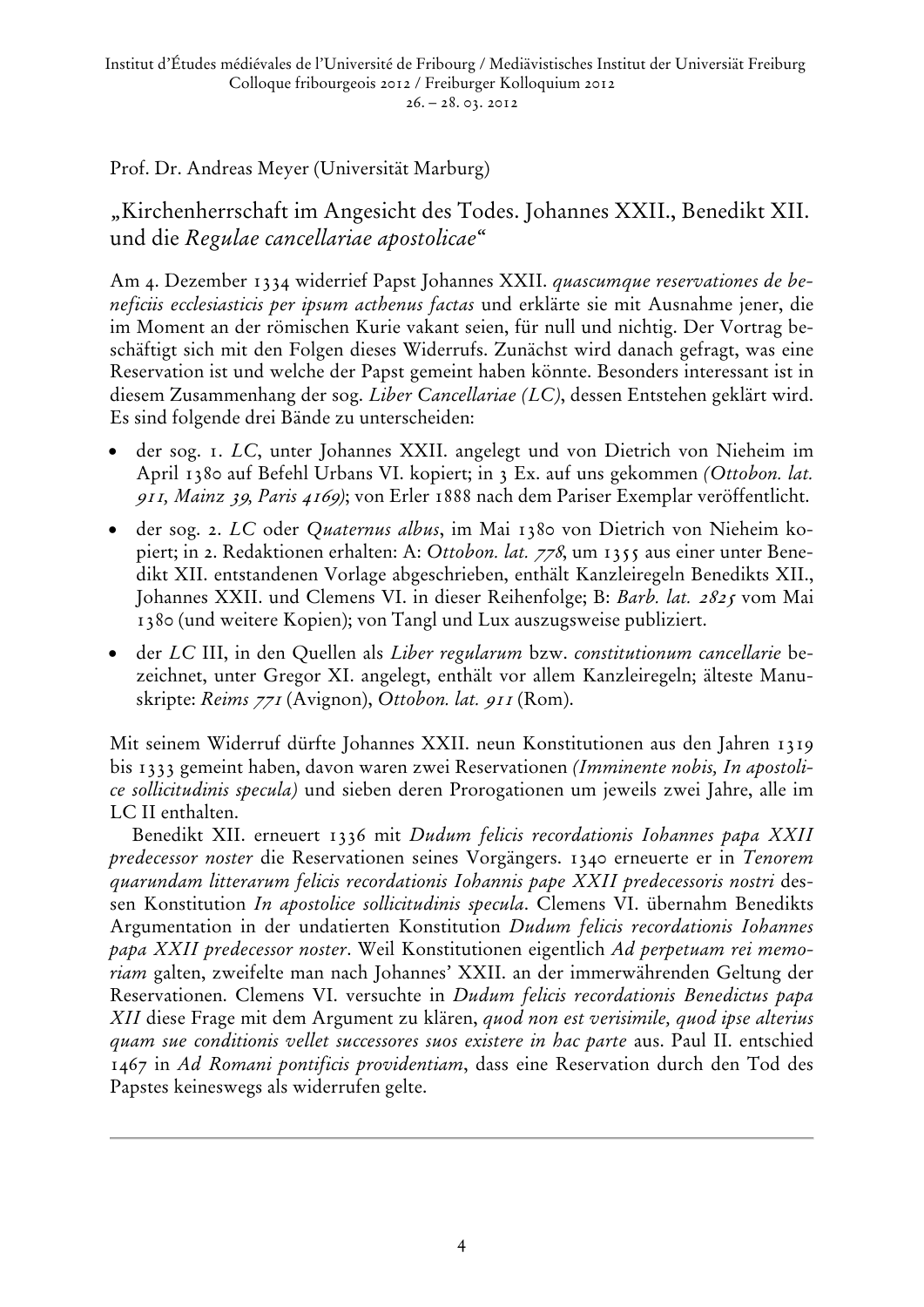Prof. Dr. Andreas Meyer (Universität Marburg)

## „Kirchenherrschaft im Angesicht des Todes. Johannes XXII., Benedikt XII. und die *Regulae cancellariae apostolicae*"

Am 4. Dezember 1334 widerrief Papst Johannes XXII. *quascumque reservationes de beneficiis ecclesiasticis per ipsum acthenus factas* und erklärte sie mit Ausnahme jener, die im Moment an der römischen Kurie vakant seien, für null und nichtig. Der Vortrag beschäftigt sich mit den Folgen dieses Widerrufs. Zunächst wird danach gefragt, was eine Reservation ist und welche der Papst gemeint haben könnte. Besonders interessant ist in diesem Zusammenhang der sog. *Liber Cancellariae (LC)*, dessen Entstehen geklärt wird. Es sind folgende drei Bände zu unterscheiden:

- der sog. 1. *LC*, unter Johannes XXII. angelegt und von Dietrich von Nieheim im April 1380 auf Befehl Urbans VI. kopiert; in 3 Ex. auf uns gekommen *(Ottobon. lat. 911, Mainz 39, Paris 4169)*; von Erler 1888 nach dem Pariser Exemplar veröffentlicht.
- der sog. 2. *LC* oder *Quaternus albus*, im Mai 1380 von Dietrich von Nieheim kopiert; in 2. Redaktionen erhalten: A: *Ottobon. lat. 778*, um 1355 aus einer unter Benedikt XII. entstandenen Vorlage abgeschrieben, enthält Kanzleiregeln Benedikts XII., Johannes XXII. und Clemens VI. in dieser Reihenfolge; B: *Barb. lat. 2825* vom Mai 1380 (und weitere Kopien); von Tangl und Lux auszugsweise publiziert.
- der *LC* III, in den Quellen als *Liber regularum* bzw. *constitutionum cancellarie* bezeichnet, unter Gregor XI. angelegt, enthält vor allem Kanzleiregeln; älteste Manuskripte: *Reims 771* (Avignon), *Ottobon. lat. 911* (Rom).

Mit seinem Widerruf dürfte Johannes XXII. neun Konstitutionen aus den Jahren 1319 bis 1333 gemeint haben, davon waren zwei Reservationen *(Imminente nobis, In apostolice sollicitudinis specula)* und sieben deren Prorogationen um jeweils zwei Jahre, alle im LC II enthalten.

Benedikt XII. erneuert 1336 mit *Dudum felicis recordationis Iohannes papa XXII predecessor noster* die Reservationen seines Vorgängers. 1340 erneuerte er in *Tenorem quarundam litterarum felicis recordationis Iohannis pape XXII predecessoris nostri* dessen Konstitution *In apostolice sollicitudinis specula*. Clemens VI. übernahm Benedikts Argumentation in der undatierten Konstitution *Dudum felicis recordationis Iohannes papa XXII predecessor noster*. Weil Konstitutionen eigentlich *Ad perpetuam rei memoriam* galten, zweifelte man nach Johannes' XXII. an der immerwährenden Geltung der Reservationen. Clemens VI. versuchte in *Dudum felicis recordationis Benedictus papa XII* diese Frage mit dem Argument zu klären, *quod non est verisimile, quod ipse alterius quam sue conditionis vellet successores suos existere in hac parte* aus. Paul II. entschied 1467 in *Ad Romani pontificis providentiam*, dass eine Reservation durch den Tod des Papstes keineswegs als widerrufen gelte.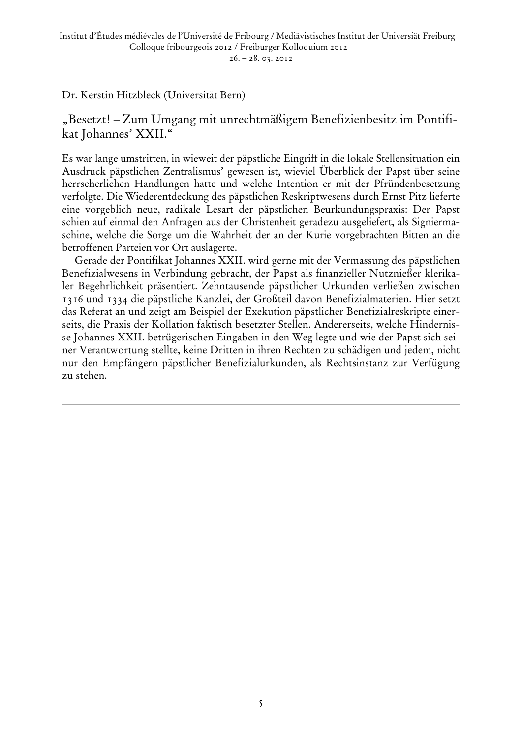Dr. Kerstin Hitzbleck (Universität Bern)

## „Besetzt! – Zum Umgang mit unrechtmäßigem Benefizienbesitz im Pontifikat Johannes' XXII."

Es war lange umstritten, in wieweit der päpstliche Eingriff in die lokale Stellensituation ein Ausdruck päpstlichen Zentralismus' gewesen ist, wieviel Überblick der Papst über seine herrscherlichen Handlungen hatte und welche Intention er mit der Pfründenbesetzung verfolgte. Die Wiederentdeckung des päpstlichen Reskriptwesens durch Ernst Pitz lieferte eine vorgeblich neue, radikale Lesart der päpstlichen Beurkundungspraxis: Der Papst schien auf einmal den Anfragen aus der Christenheit geradezu ausgeliefert, als Signiermaschine, welche die Sorge um die Wahrheit der an der Kurie vorgebrachten Bitten an die betroffenen Parteien vor Ort auslagerte.

Gerade der Pontifikat Johannes XXII. wird gerne mit der Vermassung des päpstlichen Benefizialwesens in Verbindung gebracht, der Papst als finanzieller Nutznießer klerikaler Begehrlichkeit präsentiert. Zehntausende päpstlicher Urkunden verließen zwischen 1316 und 1334 die päpstliche Kanzlei, der Großteil davon Benefizialmaterien. Hier setzt das Referat an und zeigt am Beispiel der Exekution päpstlicher Benefizialreskripte einerseits, die Praxis der Kollation faktisch besetzter Stellen. Andererseits, welche Hindernisse Johannes XXII. betrügerischen Eingaben in den Weg legte und wie der Papst sich seiner Verantwortung stellte, keine Dritten in ihren Rechten zu schädigen und jedem, nicht nur den Empfängern päpstlicher Benefizialurkunden, als Rechtsinstanz zur Verfügung zu stehen.

---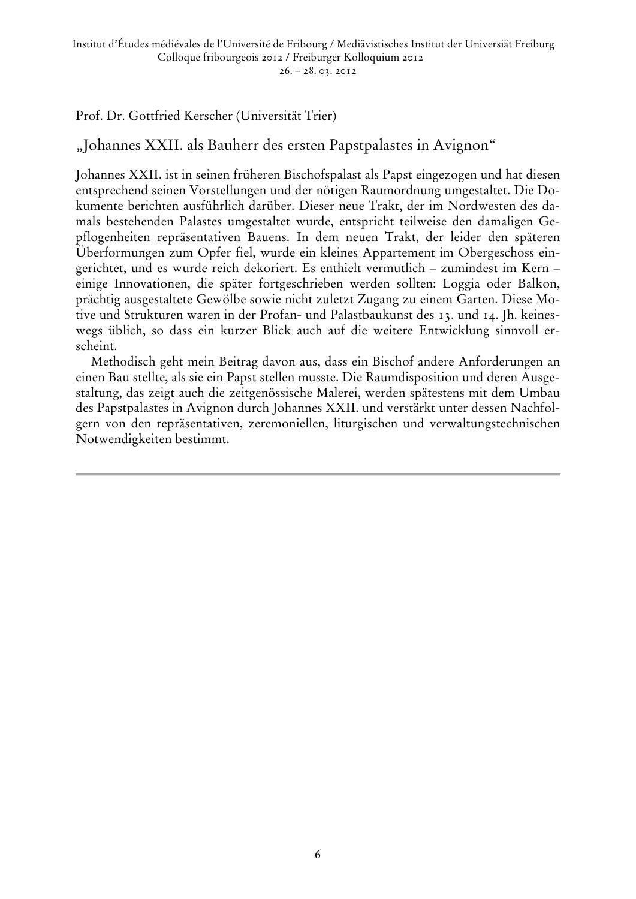Prof. Dr. Gottfried Kerscher (Universität Trier)

## „Johannes XXII. als Bauherr des ersten Papstpalastes in Avignon"

Johannes XXII. ist in seinen früheren Bischofspalast als Papst eingezogen und hat diesen entsprechend seinen Vorstellungen und der nötigen Raumordnung umgestaltet. Die Dokumente berichten ausführlich darüber. Dieser neue Trakt, der im Nordwesten des damals bestehenden Palastes umgestaltet wurde, entspricht teilweise den damaligen Gepflogenheiten repräsentativen Bauens. In dem neuen Trakt, der leider den späteren Überformungen zum Opfer fiel, wurde ein kleines Appartement im Obergeschoss eingerichtet, und es wurde reich dekoriert. Es enthielt vermutlich – zumindest im Kern – einige Innovationen, die später fortgeschrieben werden sollten: Loggia oder Balkon, prächtig ausgestaltete Gewölbe sowie nicht zuletzt Zugang zu einem Garten. Diese Motive und Strukturen waren in der Profan- und Palastbaukunst des 13. und 14. Jh. keineswegs üblich, so dass ein kurzer Blick auch auf die weitere Entwicklung sinnvoll erscheint.

Methodisch geht mein Beitrag davon aus, dass ein Bischof andere Anforderungen an einen Bau stellte, als sie ein Papst stellen musste. Die Raumdisposition und deren Ausgestaltung, das zeigt auch die zeitgenössische Malerei, werden spätestens mit dem Umbau des Papstpalastes in Avignon durch Johannes XXII. und verstärkt unter dessen Nachfolgern von den repräsentativen, zeremoniellen, liturgischen und verwaltungstechnischen Notwendigkeiten bestimmt.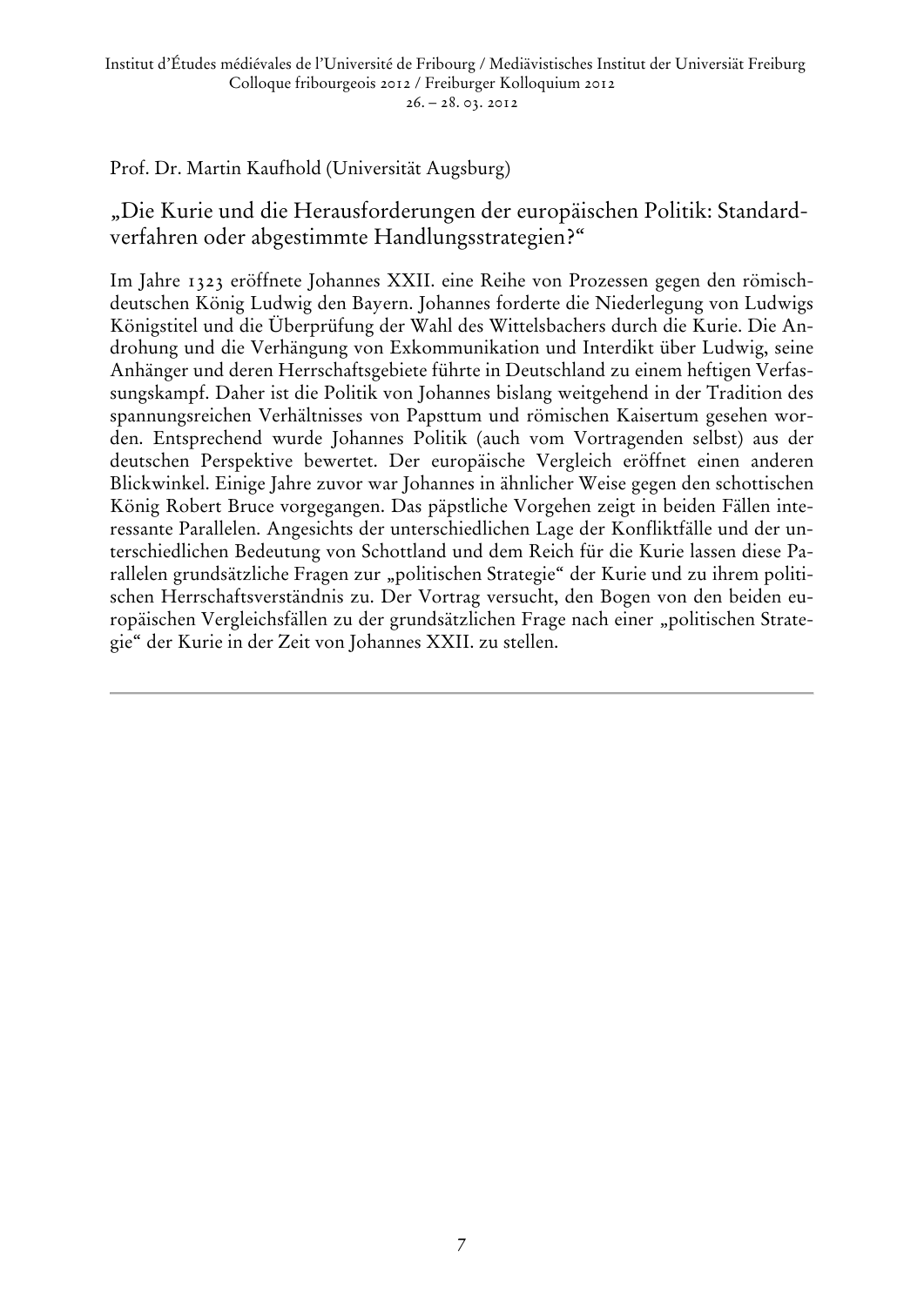Prof. Dr. Martin Kaufhold (Universität Augsburg)

## „Die Kurie und die Herausforderungen der europäischen Politik: Standardverfahren oder abgestimmte Handlungsstrategien?“

Im Jahre 1323 eröffnete Johannes XXII. eine Reihe von Prozessen gegen den römisch-deutschen König Ludwig den Bayern. Johannes forderte die Niederlegung von Ludwigs Königstitel und die Überprüfung der Wahl des Wittelsbachers durch die Kurie. Die Androhung und die Verhängung von Exkommunikation und Interdikt über Ludwig, seine Anhänger und deren Herrschaftsgebiete führte in Deutschland zu einem heftigen Verfassungskampf. Daher ist die Politik von Johannes bislang weitgehend in der Tradition des spannungsreichen Verhältnisses von Papsttum und römischen Kaisertum gesehen worden. Entsprechend wurde Johannes Politik (auch vom Vortragenden selbst) aus der deutschen Perspektive bewertet. Der europäische Vergleich eröffnet einen anderen Blickwinkel. Einige Jahre zuvor war Johannes in ähnlicher Weise gegen den schottischen König Robert Bruce vorgegangen. Das päpstliche Vorgehen zeigt in beiden Fällen interessante Parallelen. Angesichts der unterschiedlichen Lage der Konfliktfälle und der unterschiedlichen Bedeutung von Schottland und dem Reich für die Kurie lassen diese Parallelen grundsätzliche Fragen zur „politischen Strategie“ der Kurie und zu ihrem politischen Herrschaftsverständnis zu. Der Vortrag versucht, den Bogen von den beiden europäischen Vergleichsfällen zu der grundsätzlichen Frage nach einer „politischen Strategie“ der Kurie in der Zeit von Johannes XXII. zu stellen.

---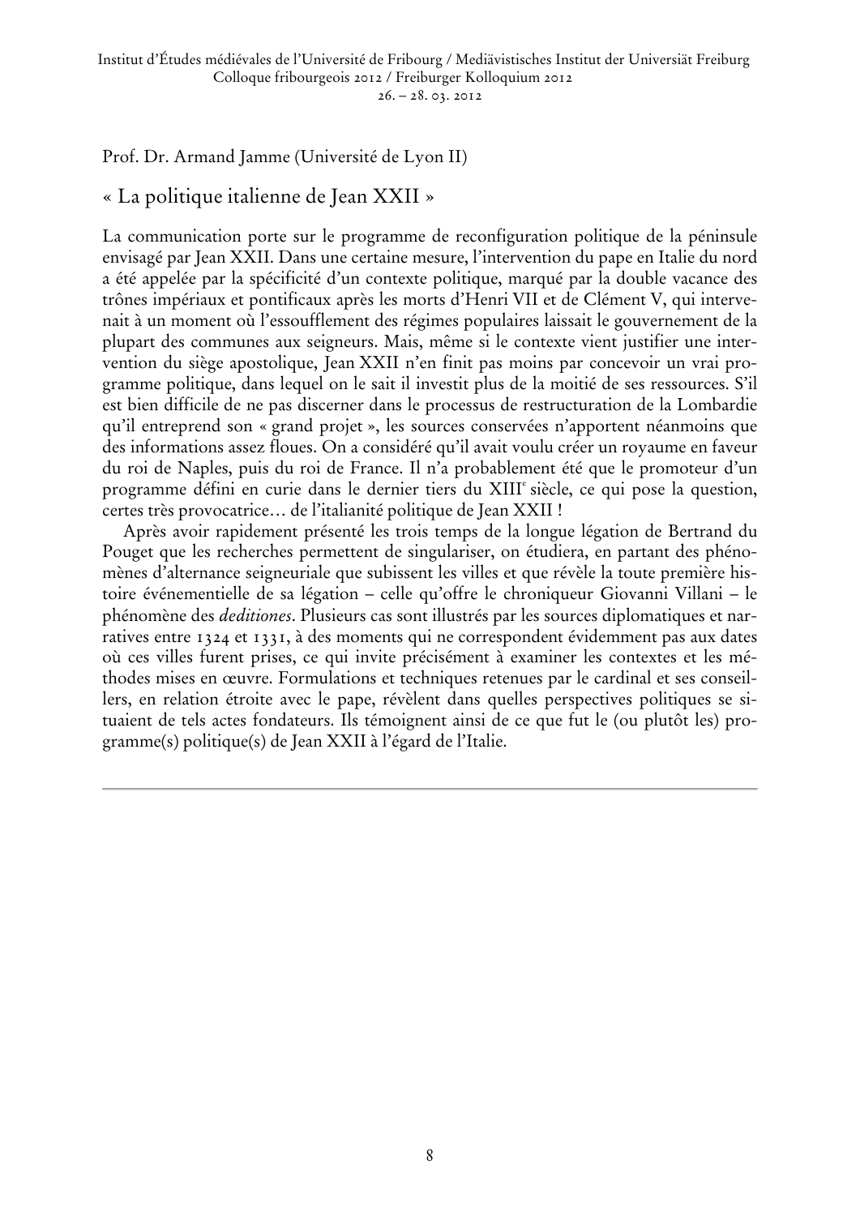Prof. Dr. Armand Jamme (Université de Lyon II)

## « La politique italienne de Jean XXII »

La communication porte sur le programme de reconfiguration politique de la péninsule envisagé par Jean XXII. Dans une certaine mesure, l'intervention du pape en Italie du nord a été appelée par la spécificité d'un contexte politique, marqué par la double vacance des trônes impériaux et pontificaux après les morts d'Henri VII et de Clément V, qui intervenait à un moment où l'essoufflement des régimes populaires laissait le gouvernement de la plupart des communes aux seigneurs. Mais, même si le contexte vient justifier une intervention du siège apostolique, Jean XXII n'en finit pas moins par concevoir un vrai programme politique, dans lequel on le sait il investit plus de la moitié de ses ressources. S'il est bien difficile de ne pas discerner dans le processus de restructuration de la Lombardie qu'il entreprend son « grand projet », les sources conservées n'apportent néanmoins que des informations assez floues. On a considéré qu'il avait voulu créer un royaume en faveur du roi de Naples, puis du roi de France. Il n'a probablement été que le promoteur d'un programme défini en curie dans le dernier tiers du XIII^e siècle, ce qui pose la question, certes très provocatrice… de l'italianité politique de Jean XXII !

Après avoir rapidement présenté les trois temps de la longue légation de Bertrand du Pouget que les recherches permettent de singulariser, on étudiera, en partant des phénomènes d'alternance seigneuriale que subissent les villes et que révèle la toute première histoire événementielle de sa légation – celle qu'offre le chroniqueur Giovanni Villani – le phénomène des *deditiones*. Plusieurs cas sont illustrés par les sources diplomatiques et narratives entre 1324 et 1331, à des moments qui ne correspondent évidemment pas aux dates où ces villes furent prises, ce qui invite précisément à examiner les contextes et les méthodes mises en œuvre. Formulations et techniques retenues par le cardinal et ses conseillers, en relation étroite avec le pape, révèlent dans quelles perspectives politiques se situaient de tels actes fondateurs. Ils témoignent ainsi de ce que fut le (ou plutôt les) programme(s) politique(s) de Jean XXII à l'égard de l'Italie.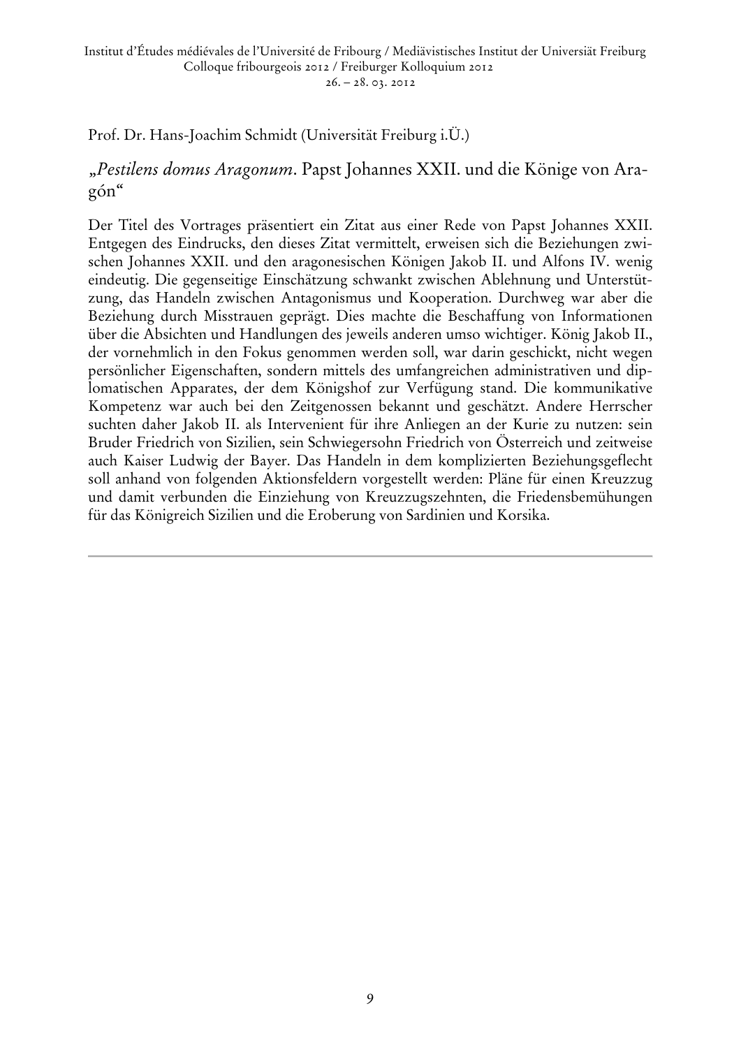Prof. Dr. Hans-Joachim Schmidt (Universität Freiburg i.Ü.)

## „*Pestilens domus Aragonum*. Papst Johannes XXII. und die Könige von Aragón“

Der Titel des Vortrages präsentiert ein Zitat aus einer Rede von Papst Johannes XXII. Entgegen des Eindrucks, den dieses Zitat vermittelt, erweisen sich die Beziehungen zwischen Johannes XXII. und den aragonesischen Königen Jakob II. und Alfons IV. wenig eindeutig. Die gegenseitige Einschätzung schwankt zwischen Ablehnung und Unterstützung, das Handeln zwischen Antagonismus und Kooperation. Durchweg war aber die Beziehung durch Misstrauen geprägt. Dies machte die Beschaffung von Informationen über die Absichten und Handlungen des jeweils anderen umso wichtiger. König Jakob II., der vornehmlich in den Fokus genommen werden soll, war darin geschickt, nicht wegen persönlicher Eigenschaften, sondern mittels des umfangreichen administrativen und diplomatischen Apparates, der dem Königshof zur Verfügung stand. Die kommunikative Kompetenz war auch bei den Zeitgenossen bekannt und geschätzt. Andere Herrscher suchten daher Jakob II. als Intervenient für ihre Anliegen an der Kurie zu nutzen: sein Bruder Friedrich von Sizilien, sein Schwiegersohn Friedrich von Österreich und zeitweise auch Kaiser Ludwig der Bayer. Das Handeln in dem komplizierten Beziehungsgeflecht soll anhand von folgenden Aktionsfeldern vorgestellt werden: Pläne für einen Kreuzzug und damit verbunden die Einziehung von Kreuzzugszehnten, die Friedensbemühungen für das Königreich Sizilien und die Eroberung von Sardinien und Korsika.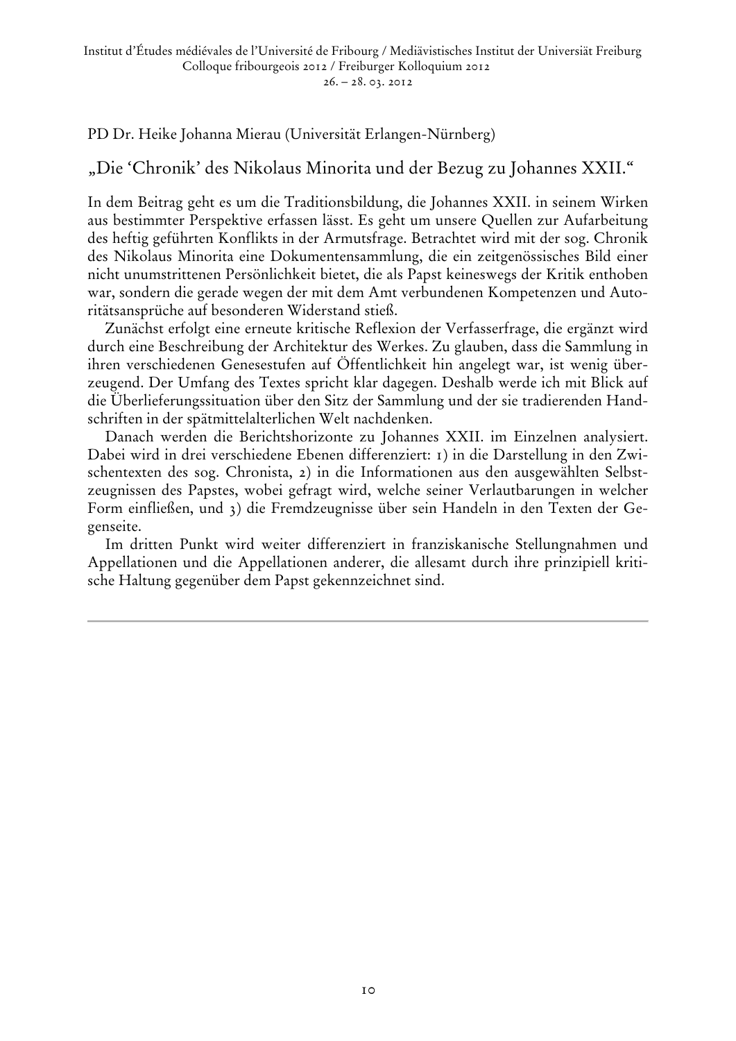PD Dr. Heike Johanna Mierau (Universität Erlangen-Nürnberg)

## „Die 'Chronik' des Nikolaus Minorita und der Bezug zu Johannes XXII."

In dem Beitrag geht es um die Traditionsbildung, die Johannes XXII. in seinem Wirken aus bestimmter Perspektive erfassen lässt. Es geht um unsere Quellen zur Aufarbeitung des heftig geführten Konflikts in der Armutsfrage. Betrachtet wird mit der sog. Chronik des Nikolaus Minorita eine Dokumentensammlung, die ein zeitgenössisches Bild einer nicht unumstrittenen Persönlichkeit bietet, die als Papst keineswegs der Kritik enthoben war, sondern die gerade wegen der mit dem Amt verbundenen Kompetenzen und Autoritätsansprüche auf besonderen Widerstand stieß.

Zunächst erfolgt eine erneute kritische Reflexion der Verfasserfrage, die ergänzt wird durch eine Beschreibung der Architektur des Werkes. Zu glauben, dass die Sammlung in ihren verschiedenen Genesestufen auf Öffentlichkeit hin angelegt war, ist wenig überzeugend. Der Umfang des Textes spricht klar dagegen. Deshalb werde ich mit Blick auf die Überlieferungssituation über den Sitz der Sammlung und der sie tradierenden Handschriften in der spätmittelalterlichen Welt nachdenken.

Danach werden die Berichtshorizonte zu Johannes XXII. im Einzelnen analysiert. Dabei wird in drei verschiedene Ebenen differenziert: 1) in die Darstellung in den Zwischentexten des sog. Chronista, 2) in die Informationen aus den ausgewählten Selbstzeugnissen des Papstes, wobei gefragt wird, welche seiner Verlautbarungen in welcher Form einfließen, und 3) die Fremdzeugnisse über sein Handeln in den Texten der Gegenseite.

Im dritten Punkt wird weiter differenziert in franziskanische Stellungnahmen und Appellationen und die Appellationen anderer, die allesamt durch ihre prinzipiell kritische Haltung gegenüber dem Papst gekennzeichnet sind.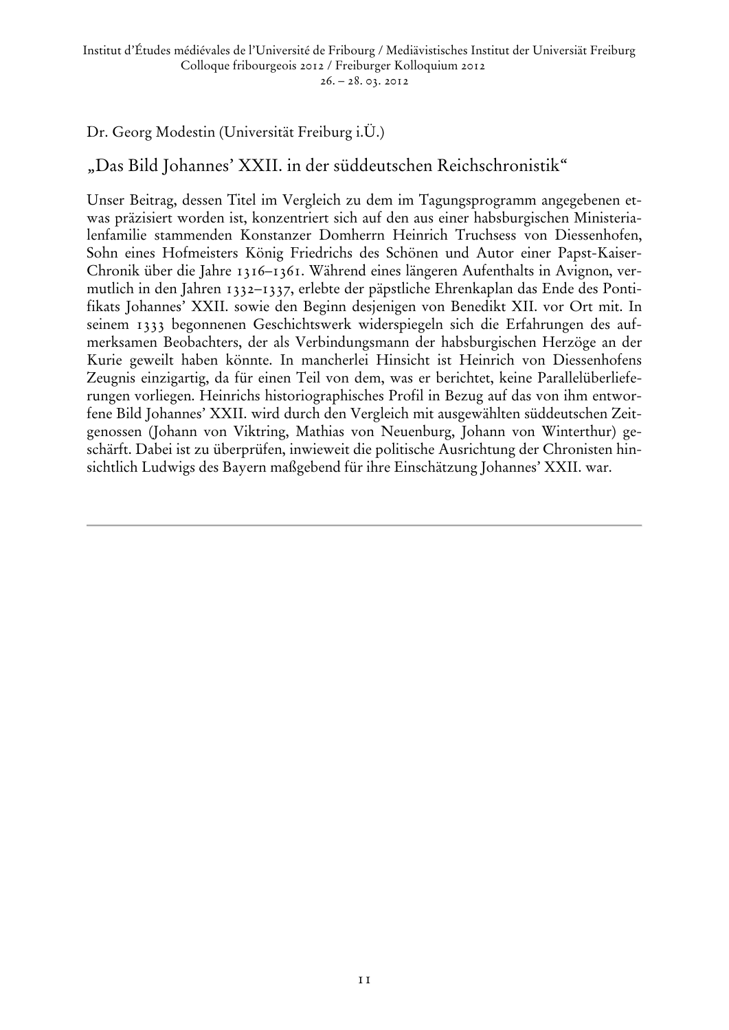Dr. Georg Modestin (Universität Freiburg i.Ü.)

## „Das Bild Johannes' XXII. in der süddeutschen Reichschronistik"

Unser Beitrag, dessen Titel im Vergleich zu dem im Tagungsprogramm angegebenen etwas präzisiert worden ist, konzentriert sich auf den aus einer habsburgischen Ministerialenfamilie stammenden Konstanzer Domherrn Heinrich Truchsess von Diessenhofen, Sohn eines Hofmeisters König Friedrichs des Schönen und Autor einer Papst-Kaiser-Chronik über die Jahre 1316–1361. Während eines längeren Aufenthalts in Avignon, vermutlich in den Jahren 1332–1337, erlebte der päpstliche Ehrenkaplan das Ende des Pontifikats Johannes' XXII. sowie den Beginn desjenigen von Benedikt XII. vor Ort mit. In seinem 1333 begonnenen Geschichtswerk widerspiegeln sich die Erfahrungen des aufmerksamen Beobachters, der als Verbindungsmann der habsburgischen Herzöge an der Kurie geweilt haben könnte. In mancherlei Hinsicht ist Heinrich von Diessenhofens Zeugnis einzigartig, da für einen Teil von dem, was er berichtet, keine Parallelüberlieferungen vorliegen. Heinrichs historiographisches Profil in Bezug auf das von ihm entworfene Bild Johannes' XXII. wird durch den Vergleich mit ausgewählten süddeutschen Zeitgenossen (Johann von Viktring, Mathias von Neuenburg, Johann von Winterthur) geschärft. Dabei ist zu überprüfen, inwieweit die politische Ausrichtung der Chronisten hinsichtlich Ludwigs des Bayern maßgebend für ihre Einschätzung Johannes' XXII. war.